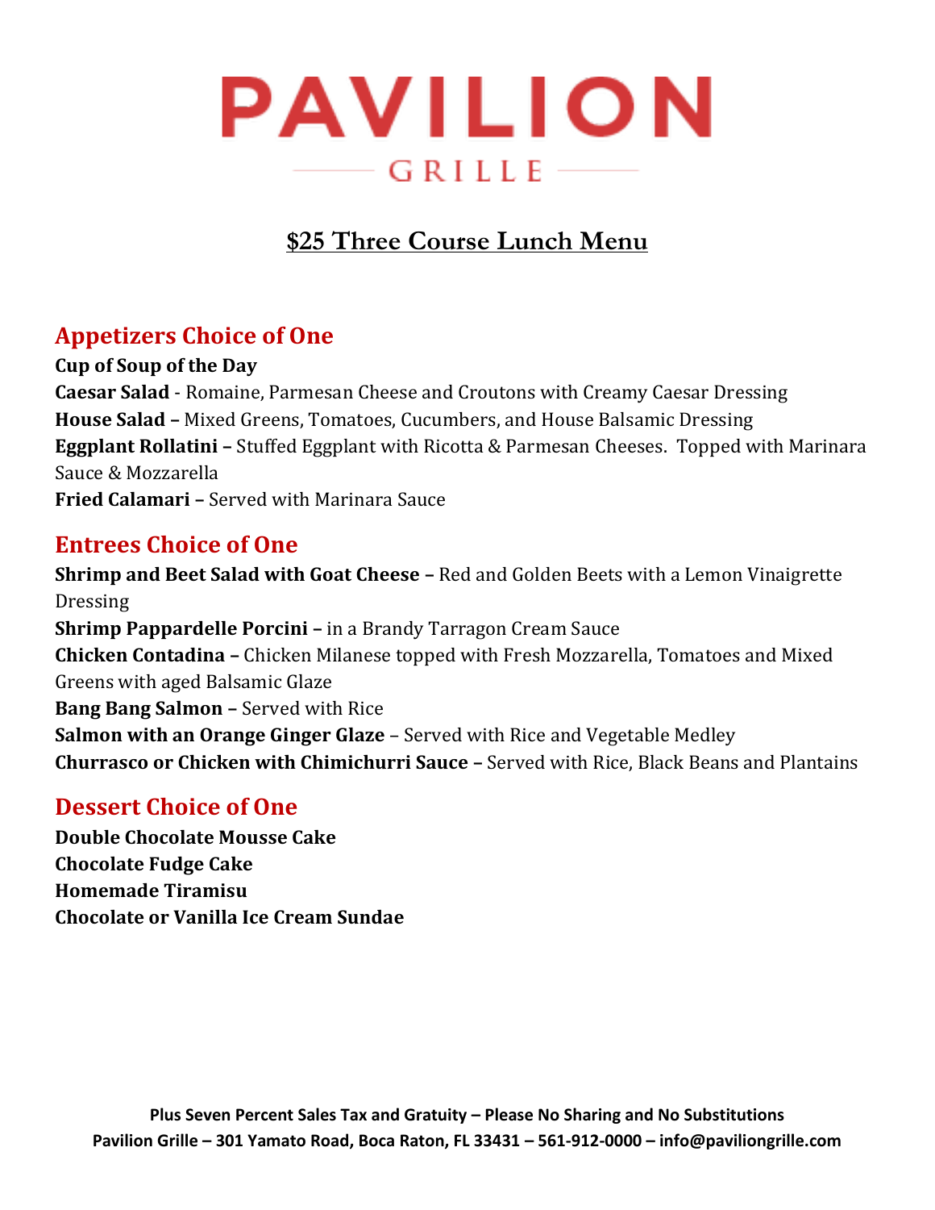# PAVILION

GRILLE

## $25 Three Course Lunch Menu

### Appetizers Choice of One

**Cup of Soup of the Day**
**Caesar Salad** - Romaine, Parmesan Cheese and Croutons with Creamy Caesar Dressing
**House Salad –** Mixed Greens, Tomatoes, Cucumbers, and House Balsamic Dressing
**Eggplant Rollatini –** Stuffed Eggplant with Ricotta & Parmesan Cheeses. Topped with Marinara Sauce & Mozzarella
**Fried Calamari –** Served with Marinara Sauce

### Entrees Choice of One

**Shrimp and Beet Salad with Goat Cheese –** Red and Golden Beets with a Lemon Vinaigrette Dressing
**Shrimp Pappardelle Porcini –** in a Brandy Tarragon Cream Sauce
**Chicken Contadina –** Chicken Milanese topped with Fresh Mozzarella, Tomatoes and Mixed Greens with aged Balsamic Glaze
**Bang Bang Salmon –** Served with Rice
**Salmon with an Orange Ginger Glaze** – Served with Rice and Vegetable Medley
**Churrasco or Chicken with Chimichurri Sauce –** Served with Rice, Black Beans and Plantains

### Dessert Choice of One

**Double Chocolate Mousse Cake**
**Chocolate Fudge Cake**
**Homemade Tiramisu**
**Chocolate or Vanilla Ice Cream Sundae**

**Plus Seven Percent Sales Tax and Gratuity – Please No Sharing and No Substitutions**
**Pavilion Grille – 301 Yamato Road, Boca Raton, FL 33431 – 561-912-0000 – info@paviliongrille.com**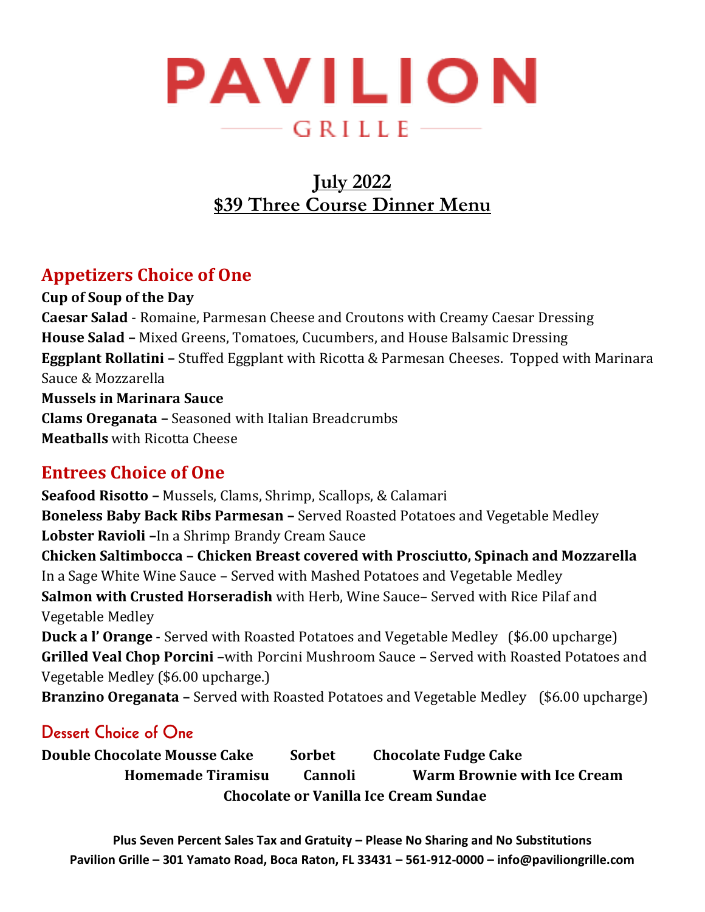# PAVILION

GRILLE

## July 2022
## $39 Three Course Dinner Menu

### Appetizers Choice of One

**Cup of Soup of the Day**
**Caesar Salad** - Romaine, Parmesan Cheese and Croutons with Creamy Caesar Dressing
**House Salad –** Mixed Greens, Tomatoes, Cucumbers, and House Balsamic Dressing
**Eggplant Rollatini –** Stuffed Eggplant with Ricotta & Parmesan Cheeses. Topped with Marinara Sauce & Mozzarella
**Mussels in Marinara Sauce**
**Clams Oreganata –** Seasoned with Italian Breadcrumbs
**Meatballs** with Ricotta Cheese

### Entrees Choice of One

**Seafood Risotto –** Mussels, Clams, Shrimp, Scallops, & Calamari
**Boneless Baby Back Ribs Parmesan –** Served Roasted Potatoes and Vegetable Medley
**Lobster Ravioli –**In a Shrimp Brandy Cream Sauce
**Chicken Saltimbocca – Chicken Breast covered with Prosciutto, Spinach and Mozzarella** In a Sage White Wine Sauce – Served with Mashed Potatoes and Vegetable Medley
**Salmon with Crusted Horseradish** with Herb, Wine Sauce– Served with Rice Pilaf and Vegetable Medley
**Duck a l' Orange** - Served with Roasted Potatoes and Vegetable Medley ($6.00 upcharge)
**Grilled Veal Chop Porcini** –with Porcini Mushroom Sauce – Served with Roasted Potatoes and Vegetable Medley ($6.00 upcharge.)
**Branzino Oreganata –** Served with Roasted Potatoes and Vegetable Medley ($6.00 upcharge)

### Dessert Choice of One

**Double Chocolate Mousse Cake** **Sorbet** **Chocolate Fudge Cake**
**Homemade Tiramisu** **Cannoli** **Warm Brownie with Ice Cream**
**Chocolate or Vanilla Ice Cream Sundae**

**Plus Seven Percent Sales Tax and Gratuity – Please No Sharing and No Substitutions**
**Pavilion Grille – 301 Yamato Road, Boca Raton, FL 33431 – 561-912-0000 – info@paviliongrille.com**